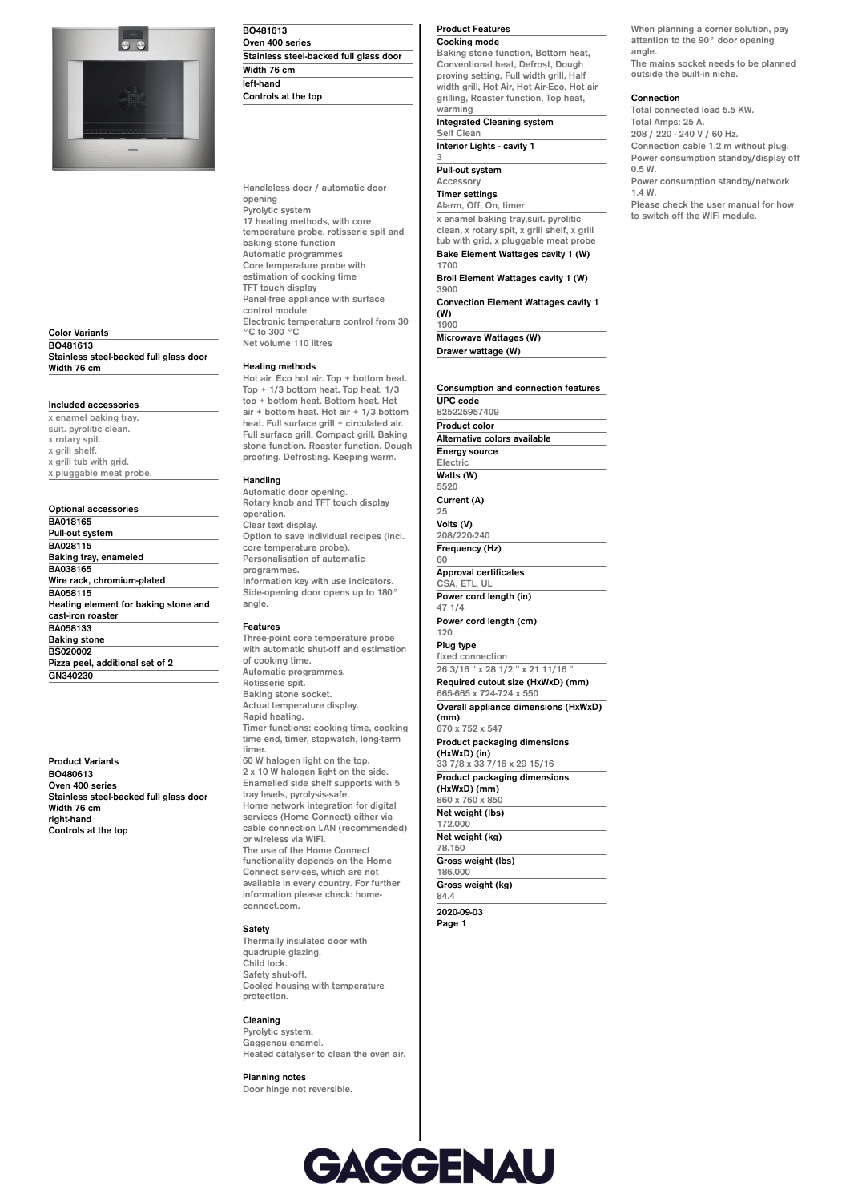BO481613
Oven 400 series
Stainless steel-backed full glass door
Width 76 cm
left-hand
Controls at the top

## Color Variants

BO481613
Stainless steel-backed full glass door
Width 76 cm

## Included accessories

x enamel baking tray.
suit. pyrolitic clean.
x rotary spit.
x grill shelf.
x grill tub with grid.
x pluggable meat probe.

## Optional accessories

BA018165
Pull-out system
BA028115
Baking tray, enameled
BA038165
Wire rack, chromium-plated
BA058115
Heating element for baking stone and cast-iron roaster
BA058133
Baking stone
BS020002
Pizza peel, additional set of 2
GN340230

## Product Variants

BO480613
Oven 400 series
Stainless steel-backed full glass door
Width 76 cm
right-hand
Controls at the top

Handleless door / automatic door opening
Pyrolytic system
17 heating methods, with core temperature probe, rotisserie spit and baking stone function
Automatic programmes
Core temperature probe with estimation of cooking time
TFT touch display
Panel-free appliance with surface control module
Electronic temperature control from 30 °C to 300 °C
Net volume 110 litres

## Heating methods

Hot air. Eco hot air. Top + bottom heat. Top + 1/3 bottom heat. Top heat. 1/3 top + bottom heat. Bottom heat. Hot air + bottom heat. Hot air + 1/3 bottom heat. Full surface grill + circulated air. Full surface grill. Compact grill. Baking stone function. Roaster function. Dough proofing. Defrosting. Keeping warm.

## Handling

Automatic door opening.
Rotary knob and TFT touch display operation.
Clear text display.
Option to save individual recipes (incl. core temperature probe).
Personalisation of automatic programmes.
Information key with use indicators.
Side-opening door opens up to 180° angle.

## Features

Three-point core temperature probe with automatic shut-off and estimation of cooking time.
Automatic programmes.
Rotisserie spit.
Baking stone socket.
Actual temperature display.
Rapid heating.
Timer functions: cooking time, cooking time end, timer, stopwatch, long-term timer.
60 W halogen light on the top.
2 x 10 W halogen light on the side.
Enamelled side shelf supports with 5 tray levels, pyrolysis-safe.
Home network integration for digital services (Home Connect) either via cable connection LAN (recommended) or wireless via WiFi.
The use of the Home Connect functionality depends on the Home Connect services, which are not available in every country. For further information please check: home-connect.com.

## Safety

Thermally insulated door with quadruple glazing.
Child lock.
Safety shut-off.
Cooled housing with temperature protection.

## Cleaning

Pyrolytic system.
Gaggenau enamel.
Heated catalyser to clean the oven air.

## Planning notes

Door hinge not reversible.

## Product Features

| | |
|---|---|
| Cooking mode | Baking stone function, Bottom heat, Conventional heat, Defrost, Dough proving setting, Full width grill, Half width grill, Hot Air, Hot Air-Eco, Hot air grilling, Roaster function, Top heat, warming |
| Integrated Cleaning system | Self Clean |
| Interior Lights - cavity 1 | 3 |
| Pull-out system | Accessory |
| Timer settings | Alarm, Off, On, timer |
| | x enamel baking tray,suit. pyrolitic clean, x rotary spit, x grill shelf, x grill tub with grid, x pluggable meat probe |
| Bake Element Wattages cavity 1 (W) | 1700 |
| Broil Element Wattages cavity 1 (W) | 3900 |
| Convection Element Wattages cavity 1 (W) | 1900 |
| Microwave Wattages (W) | |
| Drawer wattage (W) | |

## Consumption and connection features

| | |
|---|---|
| UPC code | 825225957409 |
| Product color | |
| Alternative colors available | |
| Energy source | Electric |
| Watts (W) | 5520 |
| Current (A) | 25 |
| Volts (V) | 208/220-240 |
| Frequency (Hz) | 60 |
| Approval certificates | CSA, ETL, UL |
| Power cord length (in) | 47 1/4 |
| Power cord length (cm) | 120 |
| Plug type | fixed connection |
| | 26 3/16 " x 28 1/2 " x 21 11/16 " |
| Required cutout size (HxWxD) (mm) | 665-665 x 724-724 x 550 |
| Overall appliance dimensions (HxWxD) (mm) | 670 x 752 x 547 |
| Product packaging dimensions (HxWxD) (in) | 33 7/8 x 33 7/16 x 29 15/16 |
| Product packaging dimensions (HxWxD) (mm) | 860 x 760 x 850 |
| Net weight (lbs) | 172.000 |
| Net weight (kg) | 78.150 |
| Gross weight (lbs) | 186.000 |
| Gross weight (kg) | 84.4 |

2020-09-03

When planning a corner solution, pay attention to the 90° door opening angle.
The mains socket needs to be planned outside the built-in niche.

## Connection

Total connected load 5.5 KW.
Total Amps: 25 A.
208 / 220 - 240 V / 60 Hz.
Connection cable 1.2 m without plug.
Power consumption standby/display off 0.5 W.
Power consumption standby/network 1.4 W.
Please check the user manual for how to switch off the WiFi module.

GAGGENAU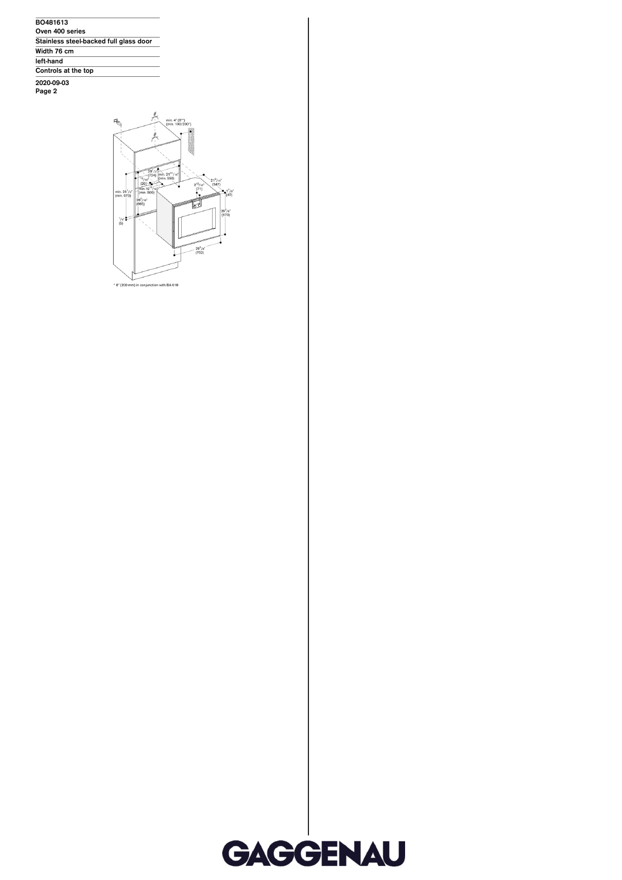BO481613
Oven 400 series
Stainless steel-backed full glass door
Width 76 cm
left-hand
Controls at the top

2020-09-03
Page 2

min. 4" (8"*)
(min. 100/200*)

28 1/2"
(724)

min. 21 11/16"
(min. 550)

13/16"
(20)

min. 19 11/16"
(min. 500)

2 13/16"
(71)

21 9/16"
(547)

1 7/8"
(47)

min. 26 1/2"
(min. 673)

26 3/16"
(665)

26 3/8"
(670)

1/4"
(5)

29 5/8"
(752)

* 8" (200 mm) in conjunction with BA 018